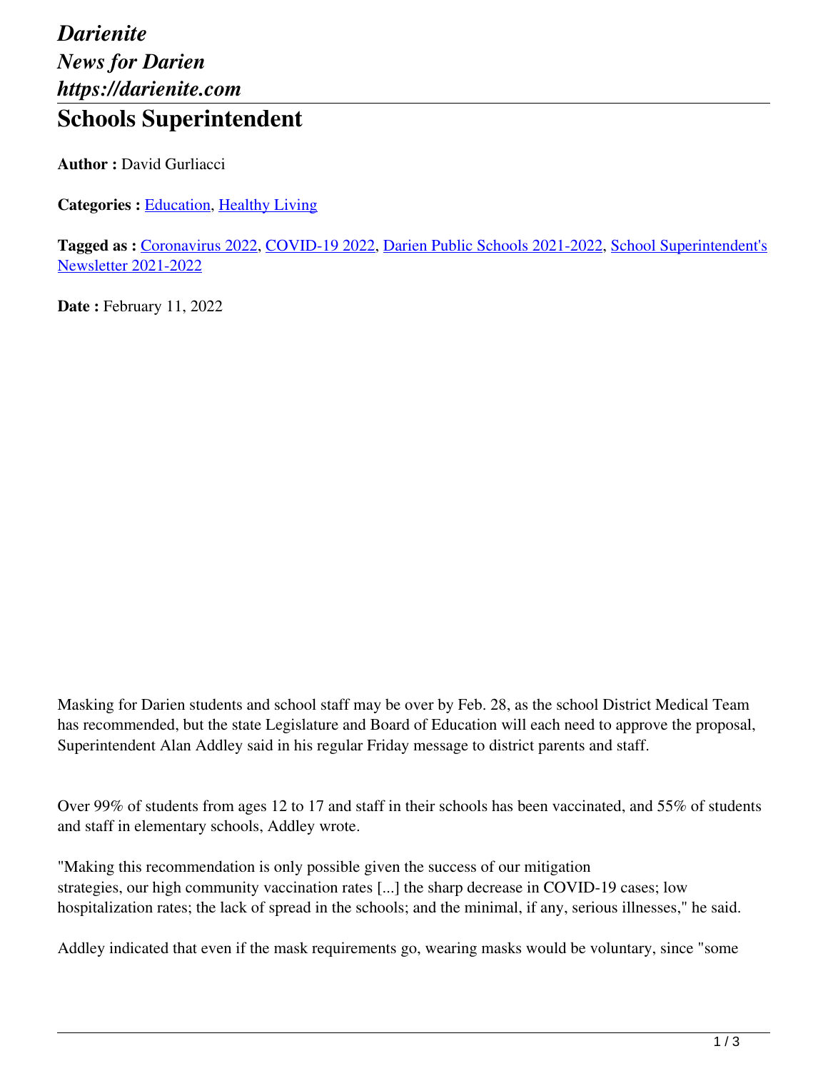*Darienite*
*News for Darien*
*https://darienite.com*

# Schools Superintendent

**Author :** David Gurliacci

**Categories :** Education, Healthy Living

**Tagged as :** Coronavirus 2022, COVID-19 2022, Darien Public Schools 2021-2022, School Superintendent's Newsletter 2021-2022

**Date :** February 11, 2022

Masking for Darien students and school staff may be over by Feb. 28, as the school District Medical Team has recommended, but the state Legislature and Board of Education will each need to approve the proposal, Superintendent Alan Addley said in his regular Friday message to district parents and staff.

Over 99% of students from ages 12 to 17 and staff in their schools has been vaccinated, and 55% of students and staff in elementary schools, Addley wrote.

"Making this recommendation is only possible given the success of our mitigation strategies, our high community vaccination rates [...] the sharp decrease in COVID-19 cases; low hospitalization rates; the lack of spread in the schools; and the minimal, if any, serious illnesses," he said.

Addley indicated that even if the mask requirements go, wearing masks would be voluntary, since "some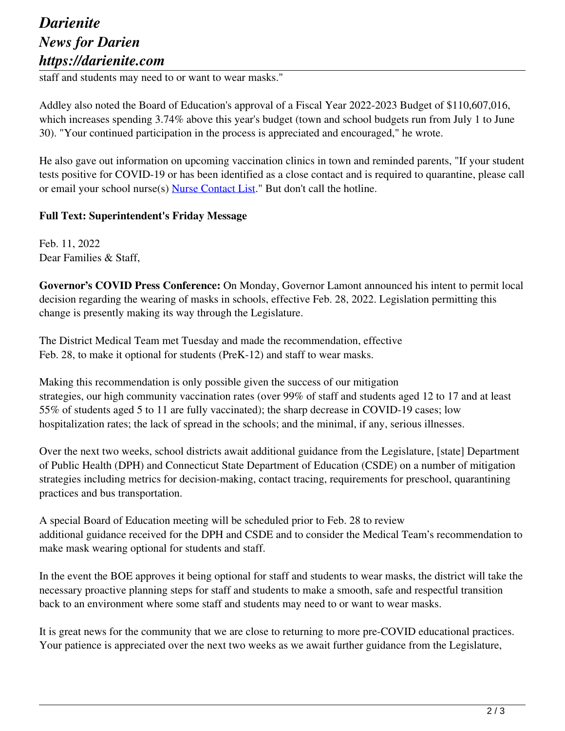staff and students may need to or want to wear masks."

Addley also noted the Board of Education's approval of a Fiscal Year 2022-2023 Budget of $110,607,016, which increases spending 3.74% above this year's budget (town and school budgets run from July 1 to June 30). "Your continued participation in the process is appreciated and encouraged," he wrote.

He also gave out information on upcoming vaccination clinics in town and reminded parents, "If your student tests positive for COVID-19 or has been identified as a close contact and is required to quarantine, please call or email your school nurse(s) Nurse Contact List." But don't call the hotline.

**Full Text: Superintendent's Friday Message**

Feb. 11, 2022
Dear Families & Staff,

**Governor's COVID Press Conference:** On Monday, Governor Lamont announced his intent to permit local decision regarding the wearing of masks in schools, effective Feb. 28, 2022. Legislation permitting this change is presently making its way through the Legislature.

The District Medical Team met Tuesday and made the recommendation, effective Feb. 28, to make it optional for students (PreK-12) and staff to wear masks.

Making this recommendation is only possible given the success of our mitigation strategies, our high community vaccination rates (over 99% of staff and students aged 12 to 17 and at least 55% of students aged 5 to 11 are fully vaccinated); the sharp decrease in COVID-19 cases; low hospitalization rates; the lack of spread in the schools; and the minimal, if any, serious illnesses.

Over the next two weeks, school districts await additional guidance from the Legislature, [state] Department of Public Health (DPH) and Connecticut State Department of Education (CSDE) on a number of mitigation strategies including metrics for decision-making, contact tracing, requirements for preschool, quarantining practices and bus transportation.

A special Board of Education meeting will be scheduled prior to Feb. 28 to review additional guidance received for the DPH and CSDE and to consider the Medical Team's recommendation to make mask wearing optional for students and staff.

In the event the BOE approves it being optional for staff and students to wear masks, the district will take the necessary proactive planning steps for staff and students to make a smooth, safe and respectful transition back to an environment where some staff and students may need to or want to wear masks.

It is great news for the community that we are close to returning to more pre-COVID educational practices. Your patience is appreciated over the next two weeks as we await further guidance from the Legislature,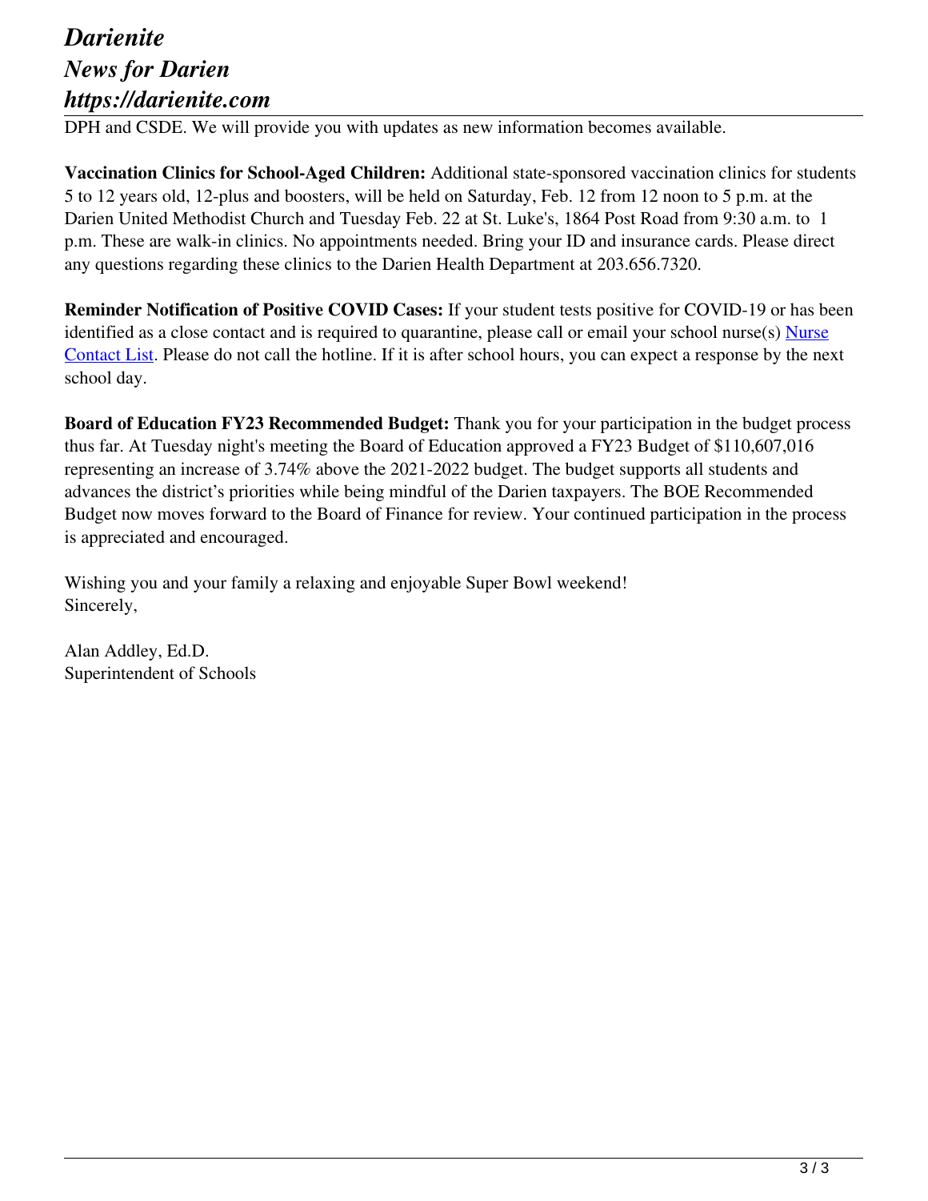DPH and CSDE. We will provide you with updates as new information becomes available.

**Vaccination Clinics for School-Aged Children:** Additional state-sponsored vaccination clinics for students 5 to 12 years old, 12-plus and boosters, will be held on Saturday, Feb. 12 from 12 noon to 5 p.m. at the Darien United Methodist Church and Tuesday Feb. 22 at St. Luke's, 1864 Post Road from 9:30 a.m. to 1 p.m. These are walk-in clinics. No appointments needed. Bring your ID and insurance cards. Please direct any questions regarding these clinics to the Darien Health Department at 203.656.7320.

**Reminder Notification of Positive COVID Cases:** If your student tests positive for COVID-19 or has been identified as a close contact and is required to quarantine, please call or email your school nurse(s) Nurse Contact List. Please do not call the hotline. If it is after school hours, you can expect a response by the next school day.

**Board of Education FY23 Recommended Budget:** Thank you for your participation in the budget process thus far. At Tuesday night's meeting the Board of Education approved a FY23 Budget of $110,607,016 representing an increase of 3.74% above the 2021-2022 budget. The budget supports all students and advances the district's priorities while being mindful of the Darien taxpayers. The BOE Recommended Budget now moves forward to the Board of Finance for review. Your continued participation in the process is appreciated and encouraged.

Wishing you and your family a relaxing and enjoyable Super Bowl weekend!
Sincerely,

Alan Addley, Ed.D.
Superintendent of Schools